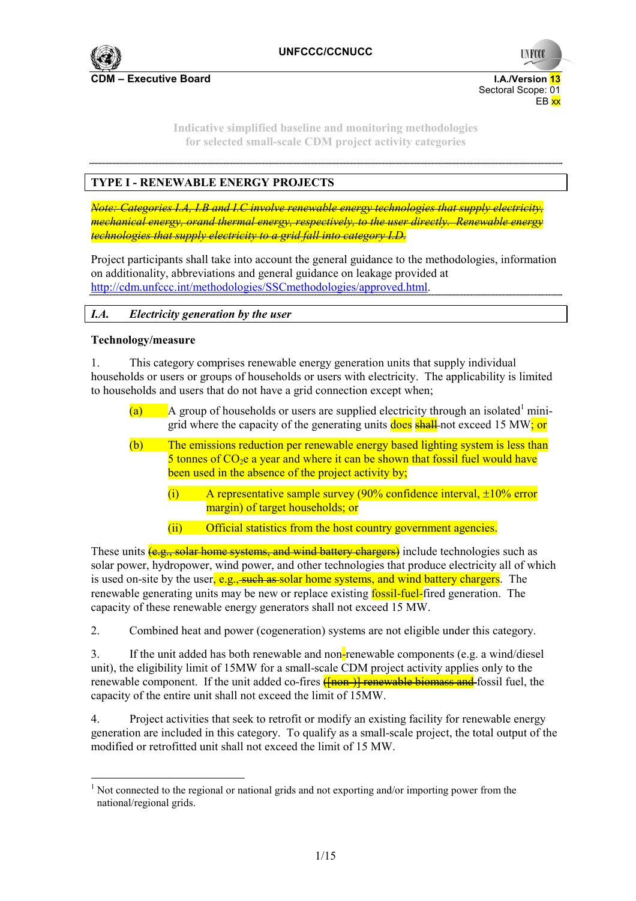UNFCCC/CCNUCC

**CDM – Executive Board**

I.A./Version 13
Sectoral Scope: 01
EB xx

Indicative simplified baseline and monitoring methodologies
for selected small-scale CDM project activity categories

---

## TYPE I - RENEWABLE ENERGY PROJECTS

~~*Note: Categories I.A, I.B and I.C involve renewable energy technologies that supply electricity, mechanical energy, orand thermal energy, respectively, to the user directly. Renewable energy technologies that supply electricity to a grid fall into category I.D.*~~

Project participants shall take into account the general guidance to the methodologies, information on additionality, abbreviations and general guidance on leakage provided at http://cdm.unfccc.int/methodologies/SSCmethodologies/approved.html.

### *I.A. Electricity generation by the user*

**Technology/measure**

1. This category comprises renewable energy generation units that supply individual households or users or groups of households or users with electricity. The applicability is limited to households and users that do not have a grid connection except when;

   (a) A group of households or users are supplied electricity through an isolated[1] mini-grid where the capacity of the generating units does ~~shall~~ not exceed 15 MW; or

   (b) The emissions reduction per renewable energy based lighting system is less than 5 tonnes of $CO_2e$ a year and where it can be shown that fossil fuel would have been used in the absence of the project activity by;

      (i) A representative sample survey (90% confidence interval, ±10% error margin) of target households; or

      (ii) Official statistics from the host country government agencies.

These units ~~(e.g., solar home systems, and wind battery chargers)~~ include technologies such as solar power, hydropower, wind power, and other technologies that produce electricity all of which is used on-site by the user, e.g.~~, such as~~ solar home systems, and wind battery chargers. The renewable generating units may be new or replace existing fossil-fuel-fired generation. The capacity of these renewable energy generators shall not exceed 15 MW.

2. Combined heat and power (cogeneration) systems are not eligible under this category.

3. If the unit added has both renewable and non-renewable components (e.g. a wind/diesel unit), the eligibility limit of 15MW for a small-scale CDM project activity applies only to the renewable component. If the unit added co-fires ~~([non-)] renewable biomass and~~ fossil fuel, the capacity of the entire unit shall not exceed the limit of 15MW.

4. Project activities that seek to retrofit or modify an existing facility for renewable energy generation are included in this category. To qualify as a small-scale project, the total output of the modified or retrofitted unit shall not exceed the limit of 15 MW.

---

[1] Not connected to the regional or national grids and not exporting and/or importing power from the national/regional grids.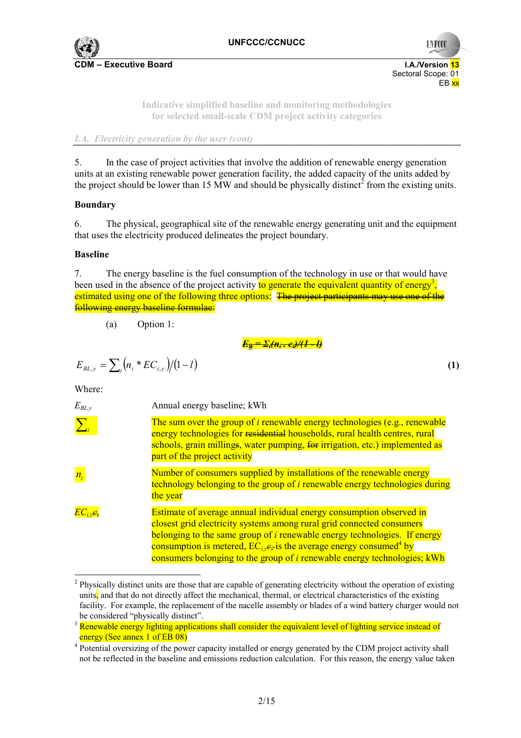5. In the case of project activities that involve the addition of renewable energy generation units at an existing renewable power generation facility, the added capacity of the units added by the project should be lower than 15 MW and should be physically distinct[2] from the existing units.

**Boundary**

6. The physical, geographical site of the renewable energy generating unit and the equipment that uses the electricity produced delineates the project boundary.

**Baseline**

7. The energy baseline is the fuel consumption of the technology in use or that would have been used in the absence of the project activity to generate the equivalent quantity of energy[3], estimated using one of the following three options: ~~The project participants may use one of the following energy baseline formulae:~~

(a) Option 1:

~~$E_B = \Sigma_i(n_i \cdot c_i)/(1 - l)$~~

$$E_{BL,y} = \sum_i \left(n_i * EC_{i,y}\right) / (1 - l) \quad \textbf{(1)}$$

Where:

| | |
|---|---|
| $E_{BL,y}$ | Annual energy baseline; kWh |
| $\sum_i$ | The sum over the group of $i$ renewable energy technologies (e.g., renewable energy technologies for ~~residential~~ households, rural health centres, rural schools, grain milling~~s~~, water pumping, ~~for~~ irrigation, etc.) implemented as part of the project activity |
| $n_i$ | Number of consumers supplied by installations of the renewable energy technology belonging to the group of $i$ renewable energy technologies during the year |
| $EC_{i,y}$ ~~$c_i$~~ | Estimate of average annual individual energy consumption observed in closest grid electricity systems among rural grid connected consumers belonging to the same group of $i$ renewable energy technologies. If energy consumption is metered, $EC_{i,y}$ ~~$c_i$~~ is the average energy consumed[4] by consumers belonging to the group of $i$ renewable energy technologies; kWh |

[2] Physically distinct units are those that are capable of generating electricity without the operation of existing units, and that do not directly affect the mechanical, thermal, or electrical characteristics of the existing facility. For example, the replacement of the nacelle assembly or blades of a wind battery charger would not be considered "physically distinct".

[3] Renewable energy lighting applications shall consider the equivalent level of lighting service instead of energy (See annex 1 of EB 08)

[4] Potential oversizing of the power capacity installed or energy generated by the CDM project activity shall not be reflected in the baseline and emissions reduction calculation. For this reason, the energy value taken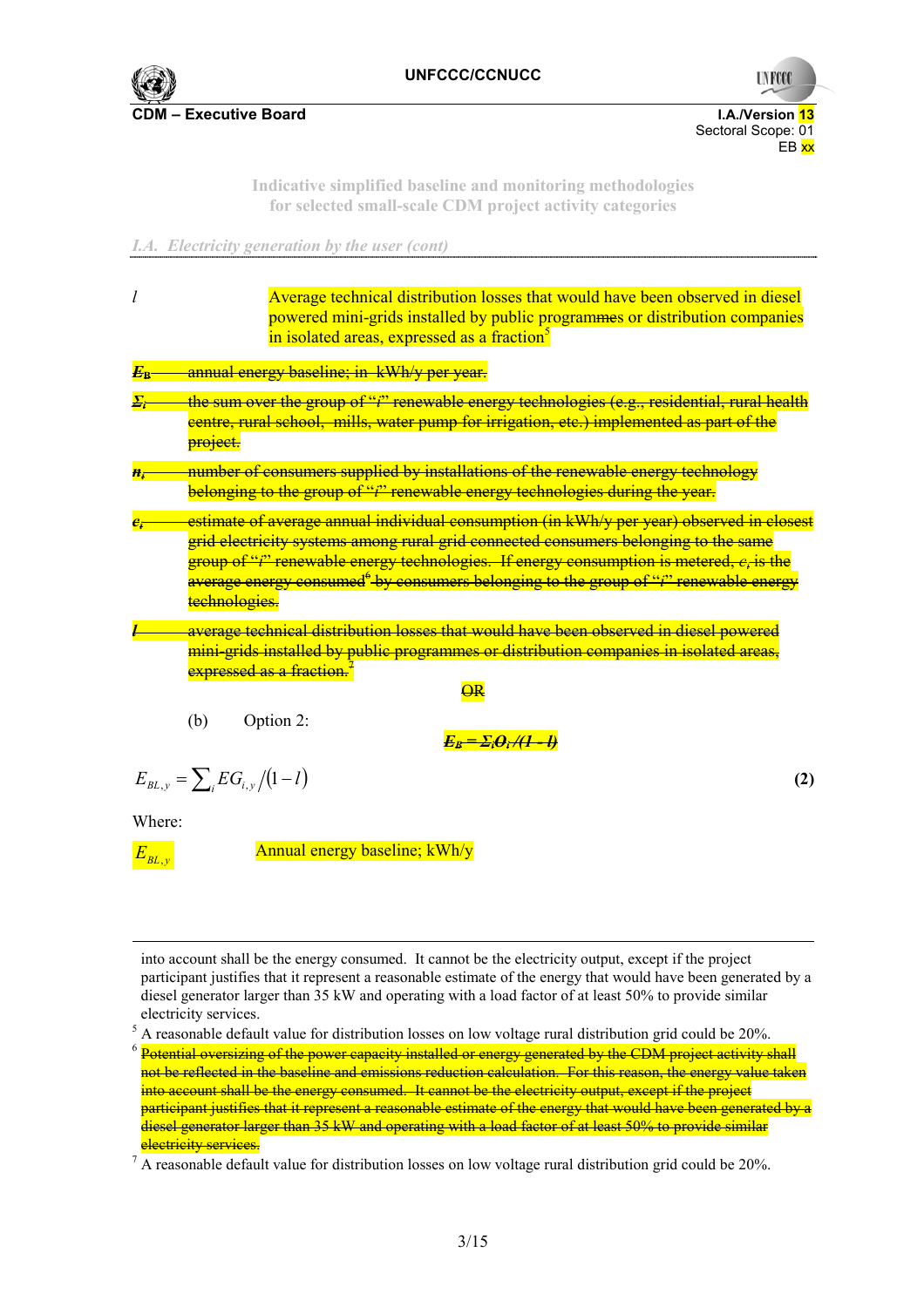*I.A. Electricity generation by the user (cont)*

$l$ Average technical distribution losses that would have been observed in diesel powered mini-grids installed by public ~~programmes~~ programs or distribution companies in isolated areas, expressed as a fraction[5]

~~$E_B$ annual energy baseline; in kWh/y per year.~~

~~$\Sigma_i$ the sum over the group of "i" renewable energy technologies (e.g., residential, rural health centre, rural school, mills, water pump for irrigation, etc.) implemented as part of the project.~~

~~$n_i$ number of consumers supplied by installations of the renewable energy technology belonging to the group of "i" renewable energy technologies during the year.~~

~~$c_i$ estimate of average annual individual consumption (in kWh/y per year) observed in closest grid electricity systems among rural grid connected consumers belonging to the same group of "i" renewable energy technologies. If energy consumption is metered, $c_i$ is the average energy consumed[6] by consumers belonging to the group of "i" renewable energy technologies.~~

~~$l$ average technical distribution losses that would have been observed in diesel powered mini-grids installed by public programmes or distribution companies in isolated areas, expressed as a fraction.[7]~~

~~OR~~

(b) Option 2:

~~$E_B = \Sigma_i O_i / (1 - l)$~~

$$E_{BL,y} = \sum_i EG_{i,y} / (1 - l) \quad \textbf{(2)}$$

Where:

$E_{BL,y}$ Annual energy baseline; kWh/y

---

into account shall be the energy consumed. It cannot be the electricity output, except if the project participant justifies that it represent a reasonable estimate of the energy that would have been generated by a diesel generator larger than 35 kW and operating with a load factor of at least 50% to provide similar electricity services.

[5] A reasonable default value for distribution losses on low voltage rural distribution grid could be 20%.

[6] ~~Potential oversizing of the power capacity installed or energy generated by the CDM project activity shall not be reflected in the baseline and emissions reduction calculation. For this reason, the energy value taken into account shall be the energy consumed. It cannot be the electricity output, except if the project participant justifies that it represent a reasonable estimate of the energy that would have been generated by a diesel generator larger than 35 kW and operating with a load factor of at least 50% to provide similar electricity services.~~

[7] A reasonable default value for distribution losses on low voltage rural distribution grid could be 20%.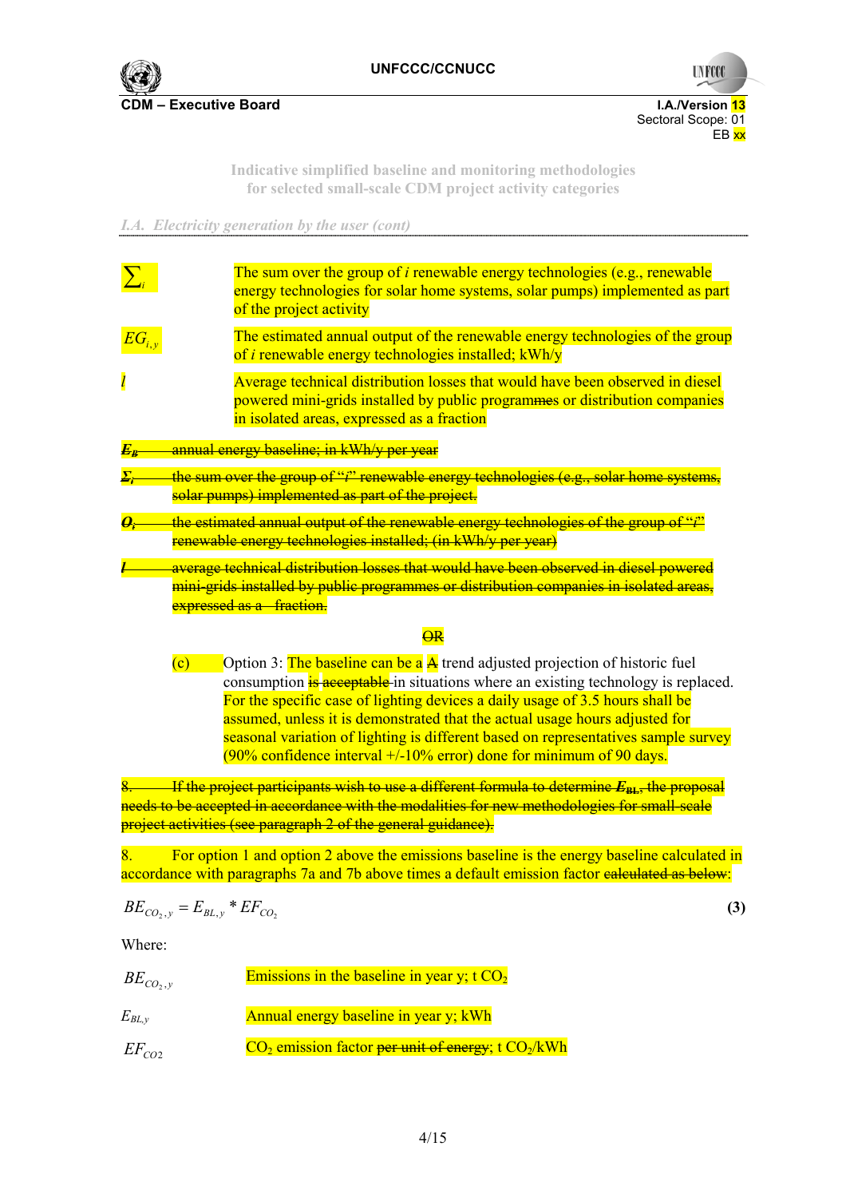*I.A. Electricity generation by the user (cont)*

| | |
|---|---|
| $\sum_i$ | The sum over the group of *i* renewable energy technologies (e.g., renewable energy technologies for solar home systems, solar pumps) implemented as part of the project activity |
| $EG_{i,y}$ | The estimated annual output of the renewable energy technologies of the group of *i* renewable energy technologies installed; kWh/y |
| $l$ | Average technical distribution losses that would have been observed in diesel powered mini-grids installed by public programmes or distribution companies in isolated areas, expressed as a fraction |

~~$E_B$ annual energy baseline; in kWh/y per year~~

~~$\Sigma_i$ the sum over the group of "i" renewable energy technologies (e.g., solar home systems, solar pumps) implemented as part of the project.~~

~~$O_i$ the estimated annual output of the renewable energy technologies of the group of "i" renewable energy technologies installed; (in kWh/y per year)~~

~~$l$ average technical distribution losses that would have been observed in diesel powered mini-grids installed by public programmes or distribution companies in isolated areas, expressed as a fraction.~~

~~OR~~

(c) Option 3: The baseline can be a ~~A~~ trend adjusted projection of historic fuel consumption ~~is acceptable~~ in situations where an existing technology is replaced. For the specific case of lighting devices a daily usage of 3.5 hours shall be assumed, unless it is demonstrated that the actual usage hours adjusted for seasonal variation of lighting is different based on representatives sample survey (90% confidence interval +/-10% error) done for minimum of 90 days.

~~8. If the project participants wish to use a different formula to determine $E_{BL}$, the proposal needs to be accepted in accordance with the modalities for new methodologies for small-scale project activities (see paragraph 2 of the general guidance).~~

8. For option 1 and option 2 above the emissions baseline is the energy baseline calculated in accordance with paragraphs 7a and 7b above times a default emission factor ~~calculated as below~~:

$$BE_{CO_2,y} = E_{BL,y} * EF_{CO_2} \quad (3)$$

Where:

| | |
|---|---|
| $BE_{CO_2,y}$ | Emissions in the baseline in year y; t $CO_2$ |
| $E_{BL,y}$ | Annual energy baseline in year y; kWh |
| $EF_{CO2}$ | $CO_2$ emission factor ~~per unit of energy~~; t $CO_2$/kWh |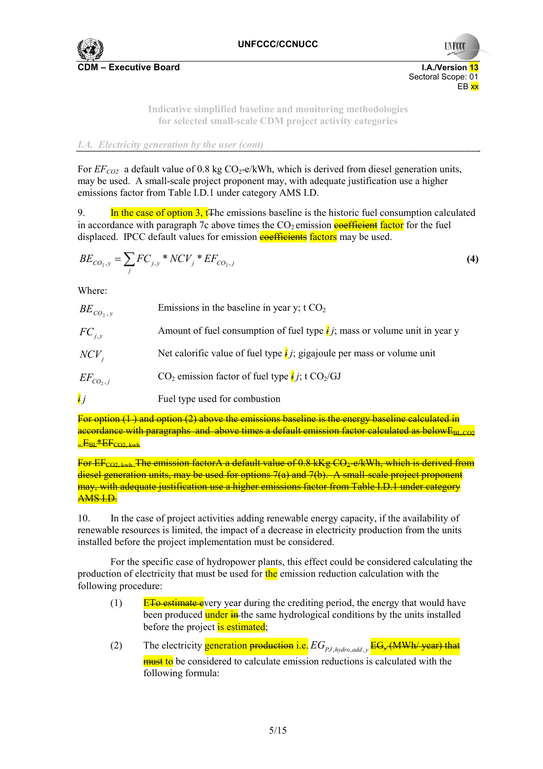I.A./Version 13
Sectoral Scope: 01
EB xx

Indicative simplified baseline and monitoring methodologies
for selected small-scale CDM project activity categories

*I.A. Electricity generation by the user (cont)*

For $EF_{CO2}$ a default value of 0.8 kg $CO_2$-e/kWh, which is derived from diesel generation units, may be used. A small-scale project proponent may, with adequate justification use a higher emissions factor from Table I.D.1 under category AMS I.D.

9. In the case of option 3, tThe emissions baseline is the historic fuel consumption calculated in accordance with paragraph 7c above times the $CO_2$ emission ~~coefficient~~ factor for the fuel displaced. IPCC default values for emission ~~coefficients~~ factors may be used.

$$BE_{CO_2,y} = \sum_j FC_{j,y} * NCV_j * EF_{CO_2,j} \tag{4}$$

Where:

| | |
|---|---|
| $BE_{CO_2,y}$ | Emissions in the baseline in year y; t $CO_2$ |
| $FC_{j,y}$ | Amount of fuel consumption of fuel type ~~i~~ j; mass or volume unit in year y |
| $NCV_j$ | Net calorific value of fuel type ~~i~~ j; gigajoule per mass or volume unit |
| $EF_{CO_2,j}$ | $CO_2$ emission factor of fuel type ~~i~~ j; t $CO_2$/GJ |
| ~~i~~ j | Fuel type used for combustion |

~~For option (1 ) and option (2) above the emissions baseline is the energy baseline calculated in accordance with paragraphs and above times a default emission factor calculated as below$E_{BL,CO2}$ = $E_{BL}$\*$EF_{CO2, kwh}$~~

~~For $EF_{CO2, kwh}$ The emission factorA a default value of 0.8 kKg $CO_2$-e/kWh, which is derived from diesel generation units, may be used for options 7(a) and 7(b). A small-scale project proponent may, with adequate justification use a higher emissions factor from Table I.D.1 under category AMS I.D.~~

10. In the case of project activities adding renewable energy capacity, if the availability of renewable resources is limited, the impact of a decrease in electricity production from the units installed before the project implementation must be considered.

For the specific case of hydropower plants, this effect could be considered calculating the production of electricity that must be used for the emission reduction calculation with the following procedure:

(1) E~~To estimate e~~very year during the crediting period, the energy that would have been produced under ~~in~~ the same hydrological conditions by the units installed before the project is estimated;

(2) The electricity generation ~~production~~ i.e. $EG_{PJ,hydro,add,y}$ ~~EG, (MWh/ year) that must~~ to be considered to calculate emission reductions is calculated with the following formula: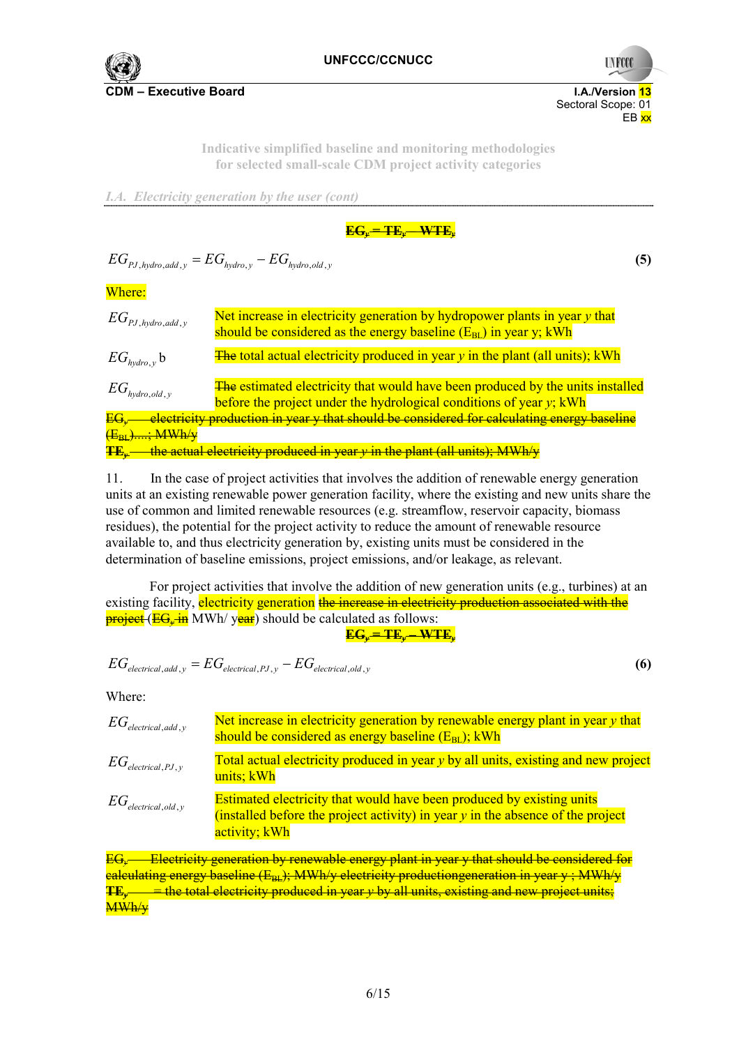Indicative simplified baseline and monitoring methodologies for selected small-scale CDM project activity categories

*I.A. Electricity generation by the user (cont)*

~~$EG_y = TE_y - WTE_y$~~

$$EG_{PJ,hydro,add,y} = EG_{hydro,y} - EG_{hydro,old,y} \quad (5)$$

Where:

| | |
|---|---|
| $EG_{PJ,hydro,add,y}$ | Net increase in electricity generation by hydropower plants in year $y$ that should be considered as the energy baseline ($E_{BL}$) in year y; kWh |
| $EG_{hydro,y}$ b | ~~The~~ total actual electricity produced in year $y$ in the plant (all units); kWh |
| $EG_{hydro,old,y}$ | ~~The~~ estimated electricity that would have been produced by the units installed before the project under the hydrological conditions of year $y$; kWh |

~~$EG_y$ electricity production in year y that should be considered for calculating energy baseline ($E_{BL}$)....; MWh/y~~
~~$TE_y$ the actual electricity produced in year $y$ in the plant (all units); MWh/y~~

11. In the case of project activities that involves the addition of renewable energy generation units at an existing renewable power generation facility, where the existing and new units share the use of common and limited renewable resources (e.g. streamflow, reservoir capacity, biomass residues), the potential for the project activity to reduce the amount of renewable resource available to, and thus electricity generation by, existing units must be considered in the determination of baseline emissions, project emissions, and/or leakage, as relevant.

For project activities that involve the addition of new generation units (e.g., turbines) at an existing facility, electricity generation ~~the increase in electricity production associated with the project~~ (~~$EG_y$ in~~ MWh/ y~~ear~~) should be calculated as follows:

~~$EG_y = TE_y - WTE_y$~~

$$EG_{electrical,add,y} = EG_{electrical,PJ,y} - EG_{electrical,old,y} \quad (6)$$

Where:

| | |
|---|---|
| $EG_{electrical,add,y}$ | Net increase in electricity generation by renewable energy plant in year $y$ that should be considered as energy baseline ($E_{BL}$); kWh |
| $EG_{electrical,PJ,y}$ | Total actual electricity produced in year $y$ by all units, existing and new project units; kWh |
| $EG_{electrical,old,y}$ | Estimated electricity that would have been produced by existing units (installed before the project activity) in year $y$ in the absence of the project activity; kWh |

~~$EG_y$ Electricity generation by renewable energy plant in year y that should be considered for calculating energy baseline ($E_{BL}$); MWh/y electricity productiongeneration in year y ; MWh/y~~
~~$TE_y$ = the total electricity produced in year $y$ by all units, existing and new project units; MWh/y~~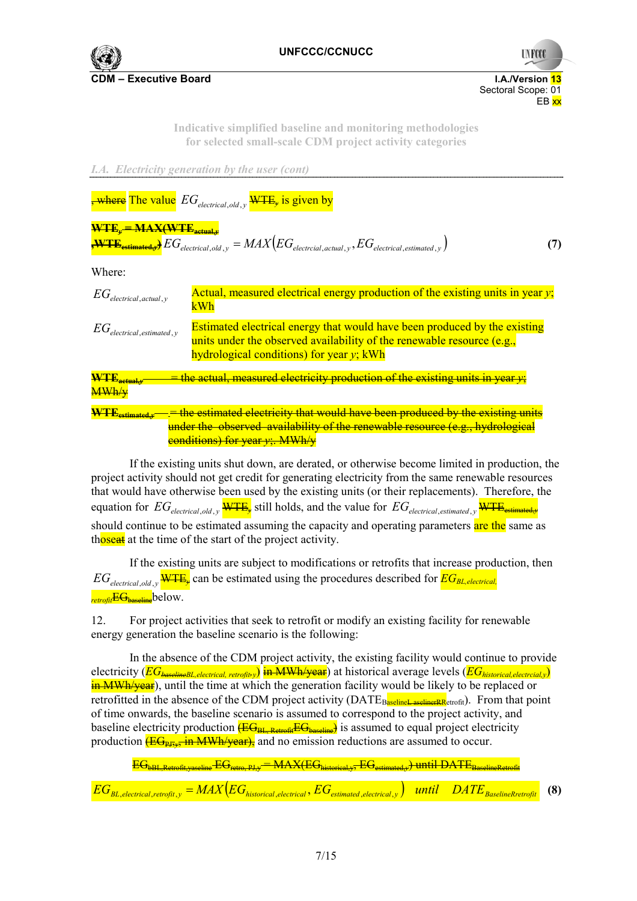*I.A. Electricity generation by the user (cont)*

~~, where~~ The value $EG_{electrical,old,y}$ ~~WTE~~ is given by

~~WTE~~ ~~= MAX(WTE~~~~actual,y~~ ~~,WTE~~~~estimated,y~~~~)~~

$$EG_{electrical,old,y} = MAX\left(EG_{electrcial,actual,y}, EG_{electrical,estimated,y}\right) \quad (7)$$

Where:

| | |
|---|---|
| $EG_{electrical,actual,y}$ | Actual, measured electrical energy production of the existing units in year *y*; kWh |
| $EG_{electrical,estimated,y}$ | Estimated electrical energy that would have been produced by the existing units under the observed availability of the renewable resource (e.g., hydrological conditions) for year *y*; kWh |

~~WTE~~~~actual,y~~ ~~= the actual, measured electricity production of the existing units in year y; MWh/y~~

~~WTE~~~~estimated,y~~ ~~= the estimated electricity that would have been produced by the existing units under the observed availability of the renewable resource (e.g., hydrological conditions) for year y;. MWh/y~~

If the existing units shut down, are derated, or otherwise become limited in production, the project activity should not get credit for generating electricity from the same renewable resources that would have otherwise been used by the existing units (or their replacements). Therefore, the equation for $EG_{electrical,old,y}$ ~~WTE~~ still holds, and the value for $EG_{electrical,estimated,y}$ ~~WTE~~~~estimated,y~~ should continue to be estimated assuming the capacity and operating parameters are the same as th~~ose~~at at the time of the start of the project activity.

If the existing units are subject to modifications or retrofits that increase production, then $EG_{electrical,old,y}$ ~~WTE~~ can be estimated using the procedures described for $EG_{BL,electrical,retrofit}$ ~~EG~~~~baseline~~ below.

12. For project activities that seek to retrofit or modify an existing facility for renewable energy generation the baseline scenario is the following:

In the absence of the CDM project activity, the existing facility would continue to provide electricity ($EG_{BL,electrical,retrofit,y}$) ~~in MWh/year~~ at historical average levels ($EG_{historical,electrcial,y}$) ~~in MWh/year~~), until the time at which the generation facility would be likely to be replaced or retrofitted in the absence of the CDM project activity ($DATE_{BaselineRetrofit}$). From that point of time onwards, the baseline scenario is assumed to correspond to the project activity, and baseline electricity production ~~(EG~~~~BL, Retrofit~~~~EG~~~~baseline~~~~)~~ is assumed to equal project electricity production ~~(EG~~~~PJ,y~~~~, in MWh/year),~~ and no emission reductions are assumed to occur.

~~EG~~~~bBL,Retrofit,yaseline~~ ~~EG~~~~retro, PJ,y~~ ~~= MAX(EG~~~~historical,y~~~~, EG~~~~estimated,y~~~~) until DATE~~~~BaselineRetrofit~~

$$EG_{BL,electrical,retrofit,y} = MAX\left(EG_{historical,electrical}, EG_{estimated,electrical,y}\right) \quad until \quad DATE_{BaselineRretrofit} \quad (8)$$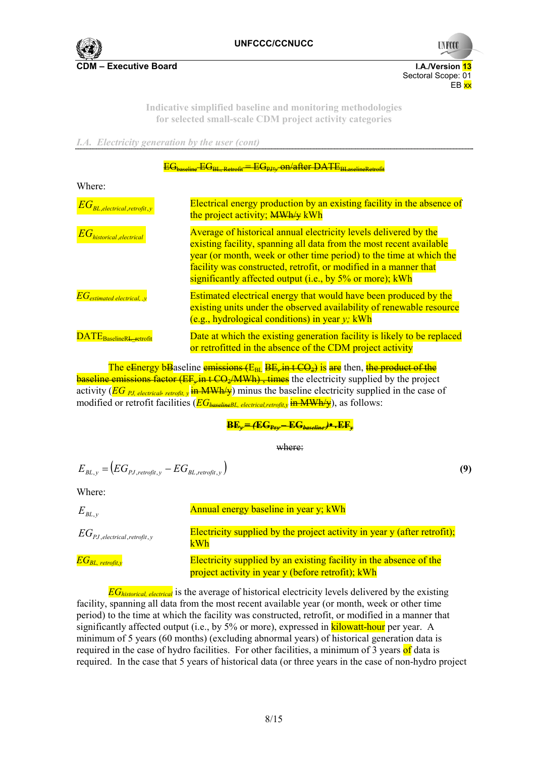I.A. Electricity generation by the user (cont)

$EG_{baseline}$ $EG_{BL,\ Retrofit}$ = $EG_{PJ,y}$ on/after $DATE_{BLaselineRetrofit}$

Where:

| | |
|---|---|
| $EG_{BL,electrical,retrofit,y}$ | Electrical energy production by an existing facility in the absence of the project activity; MWh/y kWh |
| $EG_{historical,electrical}$ | Average of historical annual electricity levels delivered by the existing facility, spanning all data from the most recent available year (or month, week or other time period) to the time at which the facility was constructed, retrofit, or modified in a manner that significantly affected output (i.e., by 5% or more); kWh |
| $EG_{estimated\ electrical,\ ,y}$ | Estimated electrical energy that would have been produced by the existing units under the observed availability of renewable resource (e.g., hydrological conditions) in year *y;* kWh |
| $DATE_{BaselineRL\_retrofit}$ | Date at which the existing generation facility is likely to be replaced or retrofitted in the absence of the CDM project activity |

The eEnergy bBaseline emissions ($E_{BL}$ $BE_y$ in t $CO_2$) is are then, the product of the baseline emissions factor ($EF_y$ in t $CO_2$/MWh) , times the electricity supplied by the project activity ($EG_{PJ,\ electrical,\ retrofit,\ y}$ in MWh/y) minus the baseline electricity supplied in the case of modified or retrofit facilities ($EG_{baselineBL,\ electrical,retrofit,y}$ in MWh/y), as follows:

$$BE_y = (EG_{PJ,y} - EG_{baseline,y}) \cdot EF_y$$

where:

$$E_{BL,y} = \left(EG_{PJ,retrofit,y} - EG_{BL,retrofit,y}\right) \qquad \textbf{(9)}$$

Where:

| | |
|---|---|
| $E_{BL,y}$ | Annual energy baseline in year y; kWh |
| $EG_{PJ,electrical,retrofit,y}$ | Electricity supplied by the project activity in year y (after retrofit); kWh |
| $EG_{BL,\ retrofit,y}$ | Electricity supplied by an existing facility in the absence of the project activity in year y (before retrofit); kWh |

$EG_{historical,\ electrical}$ is the average of historical electricity levels delivered by the existing facility, spanning all data from the most recent available year (or month, week or other time period) to the time at which the facility was constructed, retrofit, or modified in a manner that significantly affected output (i.e., by 5% or more), expressed in kilowatt-hour per year. A minimum of 5 years (60 months) (excluding abnormal years) of historical generation data is required in the case of hydro facilities. For other facilities, a minimum of 3 years of data is required. In the case that 5 years of historical data (or three years in the case of non-hydro project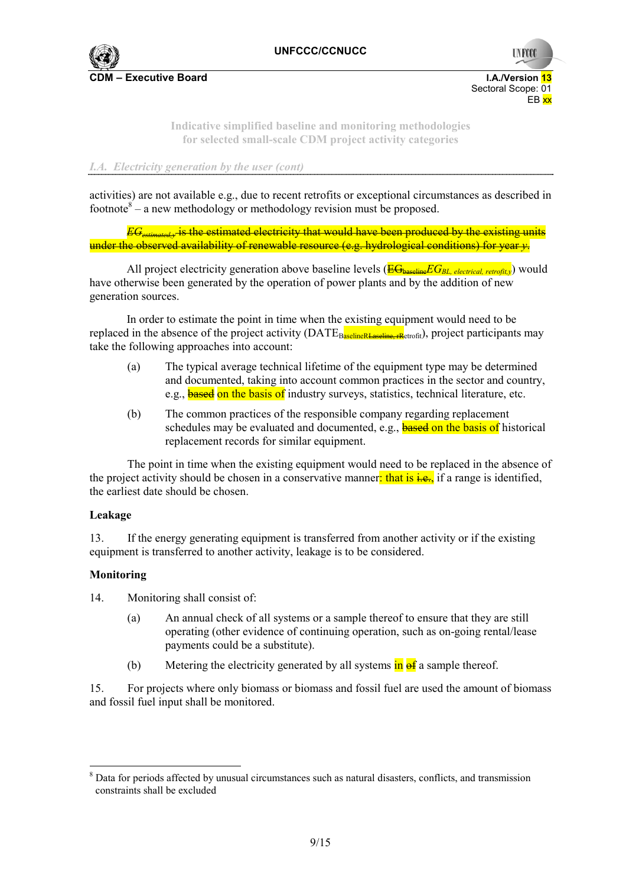activities) are not available e.g., due to recent retrofits or exceptional circumstances as described in footnote[8] – a new methodology or methodology revision must be proposed.

~~$EG_{estimated,y}$ is the estimated electricity that would have been produced by the existing units under the observed availability of renewable resource (e.g. hydrological conditions) for year $y$.~~

All project electricity generation above baseline levels (~~$EG_{baseline}$~~$EG_{BL,\ electrical,\ retrofit,y}$) would have otherwise been generated by the operation of power plants and by the addition of new generation sources.

In order to estimate the point in time when the existing equipment would need to be replaced in the absence of the project activity ($DATE_{BaselineRetrofit}$), project participants may take the following approaches into account:

(a) The typical average technical lifetime of the equipment type may be determined and documented, taking into account common practices in the sector and country, e.g., ~~based~~ on the basis of industry surveys, statistics, technical literature, etc.

(b) The common practices of the responsible company regarding replacement schedules may be evaluated and documented, e.g., ~~based~~ on the basis of historical replacement records for similar equipment.

The point in time when the existing equipment would need to be replaced in the absence of the project activity should be chosen in a conservative manner: that is ~~i.e.,~~ if a range is identified, the earliest date should be chosen.

**Leakage**

13. If the energy generating equipment is transferred from another activity or if the existing equipment is transferred to another activity, leakage is to be considered.

**Monitoring**

14. Monitoring shall consist of:

(a) An annual check of all systems or a sample thereof to ensure that they are still operating (other evidence of continuing operation, such as on-going rental/lease payments could be a substitute).

(b) Metering the electricity generated by all systems in ~~of~~ a sample thereof.

15. For projects where only biomass or biomass and fossil fuel are used the amount of biomass and fossil fuel input shall be monitored.

---

[8] Data for periods affected by unusual circumstances such as natural disasters, conflicts, and transmission constraints shall be excluded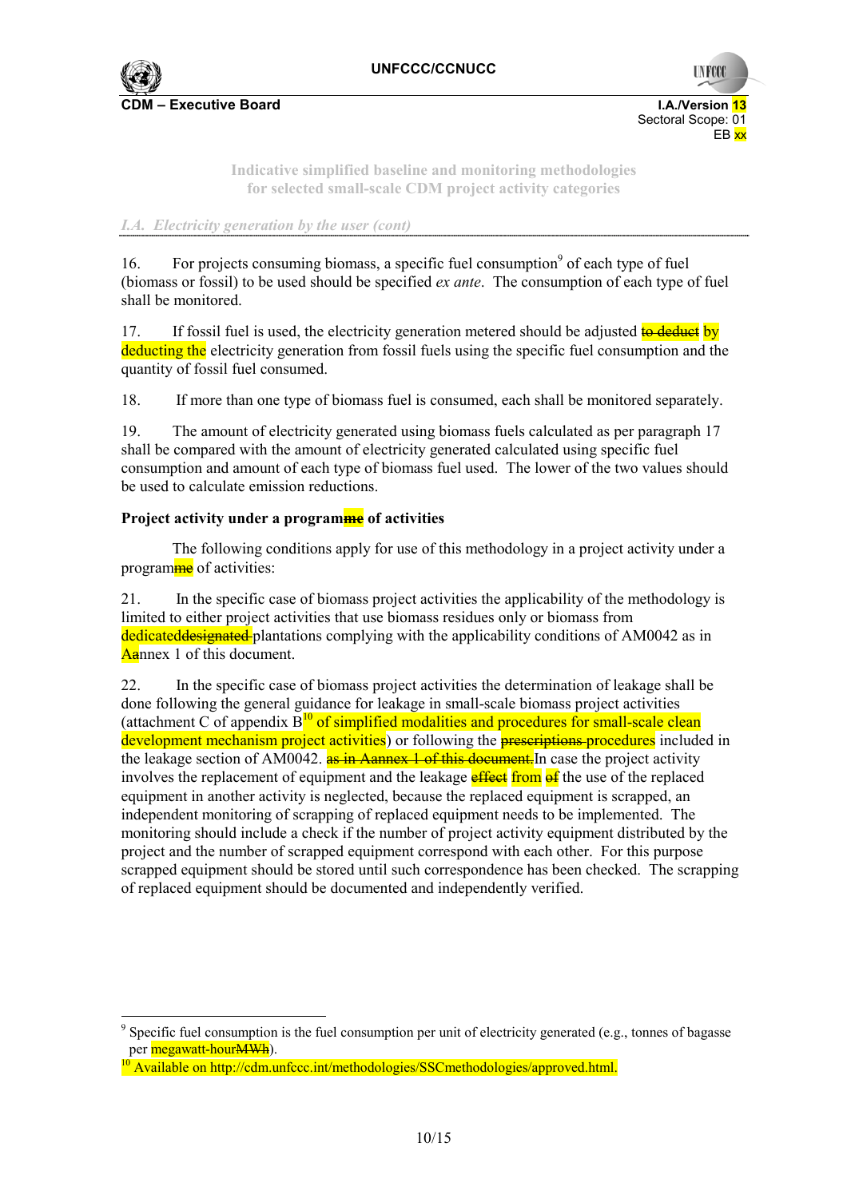*I.A. Electricity generation by the user (cont)*

16. For projects consuming biomass, a specific fuel consumption[9] of each type of fuel (biomass or fossil) to be used should be specified *ex ante*. The consumption of each type of fuel shall be monitored.

17. If fossil fuel is used, the electricity generation metered should be adjusted ~~to deduct~~ by deducting the electricity generation from fossil fuels using the specific fuel consumption and the quantity of fossil fuel consumed.

18. If more than one type of biomass fuel is consumed, each shall be monitored separately.

19. The amount of electricity generated using biomass fuels calculated as per paragraph 17 shall be compared with the amount of electricity generated calculated using specific fuel consumption and amount of each type of biomass fuel used. The lower of the two values should be used to calculate emission reductions.

**Project activity under a program~~me~~ of activities**

The following conditions apply for use of this methodology in a project activity under a program~~me~~ of activities:

21. In the specific case of biomass project activities the applicability of the methodology is limited to either project activities that use biomass residues only or biomass from dedicated~~designated~~ plantations complying with the applicability conditions of AM0042 as in A~~a~~nnex 1 of this document.

22. In the specific case of biomass project activities the determination of leakage shall be done following the general guidance for leakage in small-scale biomass project activities (attachment C of appendix B[10] of simplified modalities and procedures for small-scale clean development mechanism project activities) or following the ~~prescriptions~~ procedures included in the leakage section of AM0042. ~~as in Aannex 1 of this document.~~ In case the project activity involves the replacement of equipment and the leakage ~~effect~~ from ~~of~~ the use of the replaced equipment in another activity is neglected, because the replaced equipment is scrapped, an independent monitoring of scrapping of replaced equipment needs to be implemented. The monitoring should include a check if the number of project activity equipment distributed by the project and the number of scrapped equipment correspond with each other. For this purpose scrapped equipment should be stored until such correspondence has been checked. The scrapping of replaced equipment should be documented and independently verified.

---

[9] Specific fuel consumption is the fuel consumption per unit of electricity generated (e.g., tonnes of bagasse per megawatt-hour~~MWh~~).

[10] Available on http://cdm.unfccc.int/methodologies/SSCmethodologies/approved.html.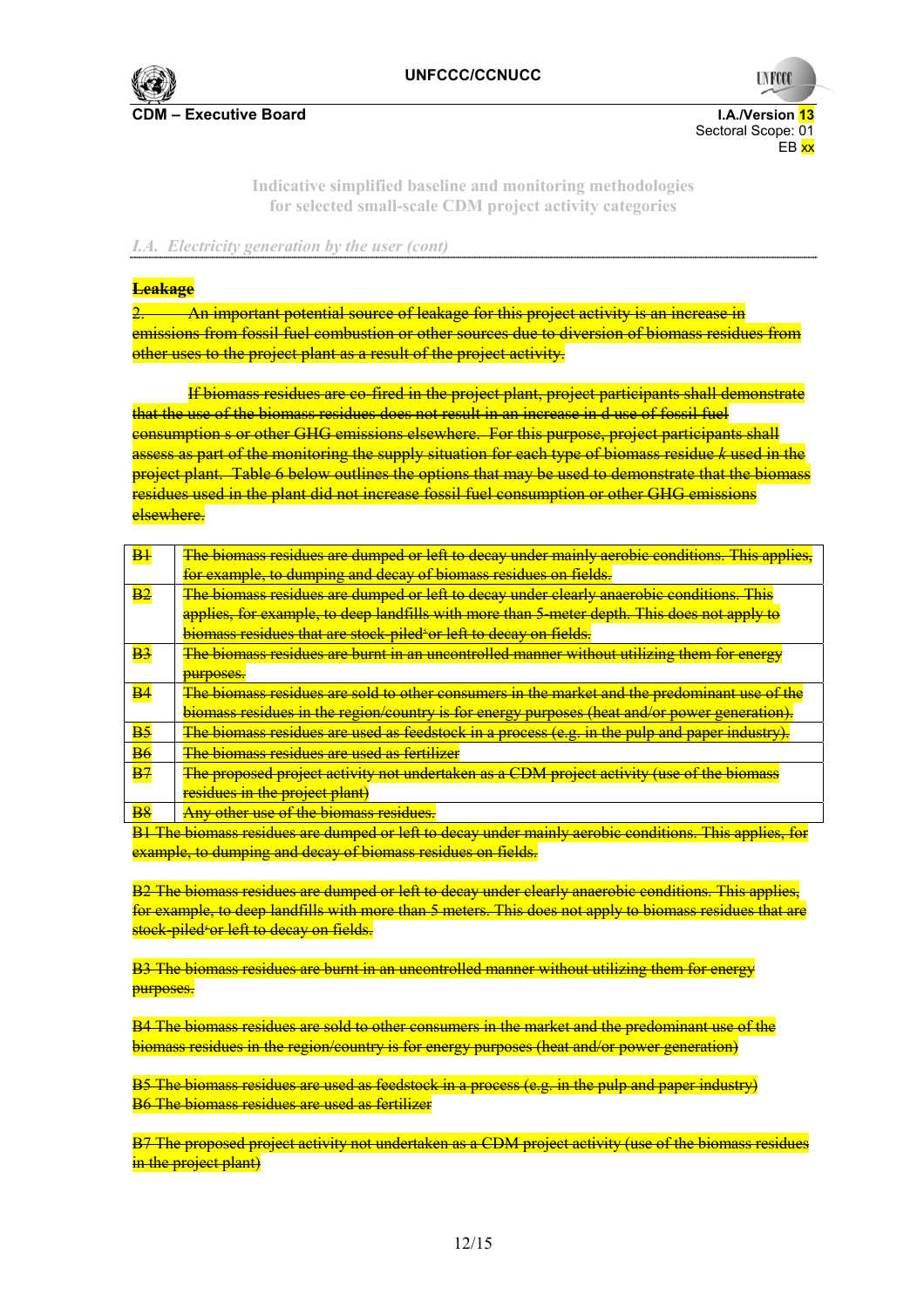*I.A. Electricity generation by the user (cont)*

~~**Leakage**~~

~~2. An important potential source of leakage for this project activity is an increase in emissions from fossil fuel combustion or other sources due to diversion of biomass residues from other uses to the project plant as a result of the project activity.~~

~~If biomass residues are co-fired in the project plant, project participants shall demonstrate that the use of the biomass residues does not result in an increase in d use of fossil fuel consumption s or other GHG emissions elsewhere. For this purpose, project participants shall assess as part of the monitoring the supply situation for each type of biomass residue *k* used in the project plant. Table 6 below outlines the options that may be used to demonstrate that the biomass residues used in the plant did not increase fossil fuel consumption or other GHG emissions elsewhere.~~

| | |
|---|---|
| ~~B1~~ | ~~The biomass residues are dumped or left to decay under mainly aerobic conditions. This applies, for example, to dumping and decay of biomass residues on fields.~~ |
| ~~B2~~ | ~~The biomass residues are dumped or left to decay under clearly anaerobic conditions. This applies, for example, to deep landfills with more than 5-meter depth. This does not apply to biomass residues that are stock-piled or left to decay on fields.~~ |
| ~~B3~~ | ~~The biomass residues are burnt in an uncontrolled manner without utilizing them for energy purposes.~~ |
| ~~B4~~ | ~~The biomass residues are sold to other consumers in the market and the predominant use of the biomass residues in the region/country is for energy purposes (heat and/or power generation).~~ |
| ~~B5~~ | ~~The biomass residues are used as feedstock in a process (e.g. in the pulp and paper industry).~~ |
| ~~B6~~ | ~~The biomass residues are used as fertilizer~~ |
| ~~B7~~ | ~~The proposed project activity not undertaken as a CDM project activity (use of the biomass residues in the project plant)~~ |
| ~~B8~~ | ~~Any other use of the biomass residues.~~ |

~~B1 The biomass residues are dumped or left to decay under mainly aerobic conditions. This applies, for example, to dumping and decay of biomass residues on fields.~~

~~B2 The biomass residues are dumped or left to decay under clearly anaerobic conditions. This applies, for example, to deep landfills with more than 5 meters. This does not apply to biomass residues that are stock-piled or left to decay on fields.~~

~~B3 The biomass residues are burnt in an uncontrolled manner without utilizing them for energy purposes.~~

~~B4 The biomass residues are sold to other consumers in the market and the predominant use of the biomass residues in the region/country is for energy purposes (heat and/or power generation)~~

~~B5 The biomass residues are used as feedstock in a process (e.g. in the pulp and paper industry)~~
~~B6 The biomass residues are used as fertilizer~~

~~B7 The proposed project activity not undertaken as a CDM project activity (use of the biomass residues in the project plant)~~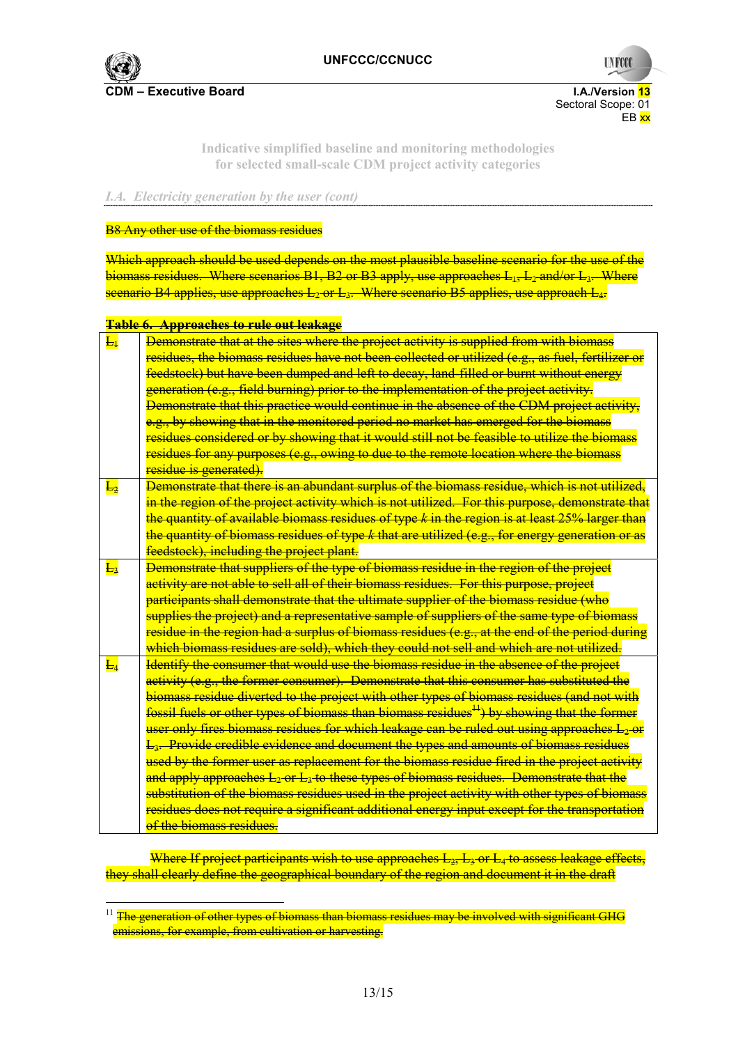*I.A. Electricity generation by the user (cont)*

B8 Any other use of the biomass residues

Which approach should be used depends on the most plausible baseline scenario for the use of the biomass residues. Where scenarios B1, B2 or B3 apply, use approaches $L_1$, $L_2$ and/or $L_3$. Where scenario B4 applies, use approaches $L_2$ or $L_3$. Where scenario B5 applies, use approach $L_4$.

**Table 6. Approaches to rule out leakage**

| | |
|---|---|
| $L_1$ | Demonstrate that at the sites where the project activity is supplied from with biomass residues, the biomass residues have not been collected or utilized (e.g., as fuel, fertilizer or feedstock) but have been dumped and left to decay, land-filled or burnt without energy generation (e.g., field burning) prior to the implementation of the project activity. Demonstrate that this practice would continue in the absence of the CDM project activity, e.g., by showing that in the monitored period no market has emerged for the biomass residues considered or by showing that it would still not be feasible to utilize the biomass residues for any purposes (e.g., owing to due to the remote location where the biomass residue is generated). |
| $L_2$ | Demonstrate that there is an abundant surplus of the biomass residue, which is not utilized, in the region of the project activity which is not utilized. For this purpose, demonstrate that the quantity of available biomass residues of type *k* in the region is at least 25% larger than the quantity of biomass residues of type *k* that are utilized (e.g., for energy generation or as feedstock), including the project plant. |
| $L_3$ | Demonstrate that suppliers of the type of biomass residue in the region of the project activity are not able to sell all of their biomass residues. For this purpose, project participants shall demonstrate that the ultimate supplier of the biomass residue (who supplies the project) and a representative sample of suppliers of the same type of biomass residue in the region had a surplus of biomass residues (e.g., at the end of the period during which biomass residues are sold), which they could not sell and which are not utilized. |
| $L_4$ | Identify the consumer that would use the biomass residue in the absence of the project activity (e.g., the former consumer). Demonstrate that this consumer has substituted the biomass residue diverted to the project with other types of biomass residues (and not with fossil fuels or other types of biomass than biomass residues[11]) by showing that the former user only fires biomass residues for which leakage can be ruled out using approaches $L_2$ or $L_3$. Provide credible evidence and document the types and amounts of biomass residues used by the former user as replacement for the biomass residue fired in the project activity and apply approaches $L_2$ or $L_3$ to these types of biomass residues. Demonstrate that the substitution of the biomass residues used in the project activity with other types of biomass residues does not require a significant additional energy input except for the transportation of the biomass residues. |

Where If project participants wish to use approaches $L_2$, $L_3$ or $L_4$ to assess leakage effects, they shall clearly define the geographical boundary of the region and document it in the draft

[11] The generation of other types of biomass than biomass residues may be involved with significant GHG emissions, for example, from cultivation or harvesting.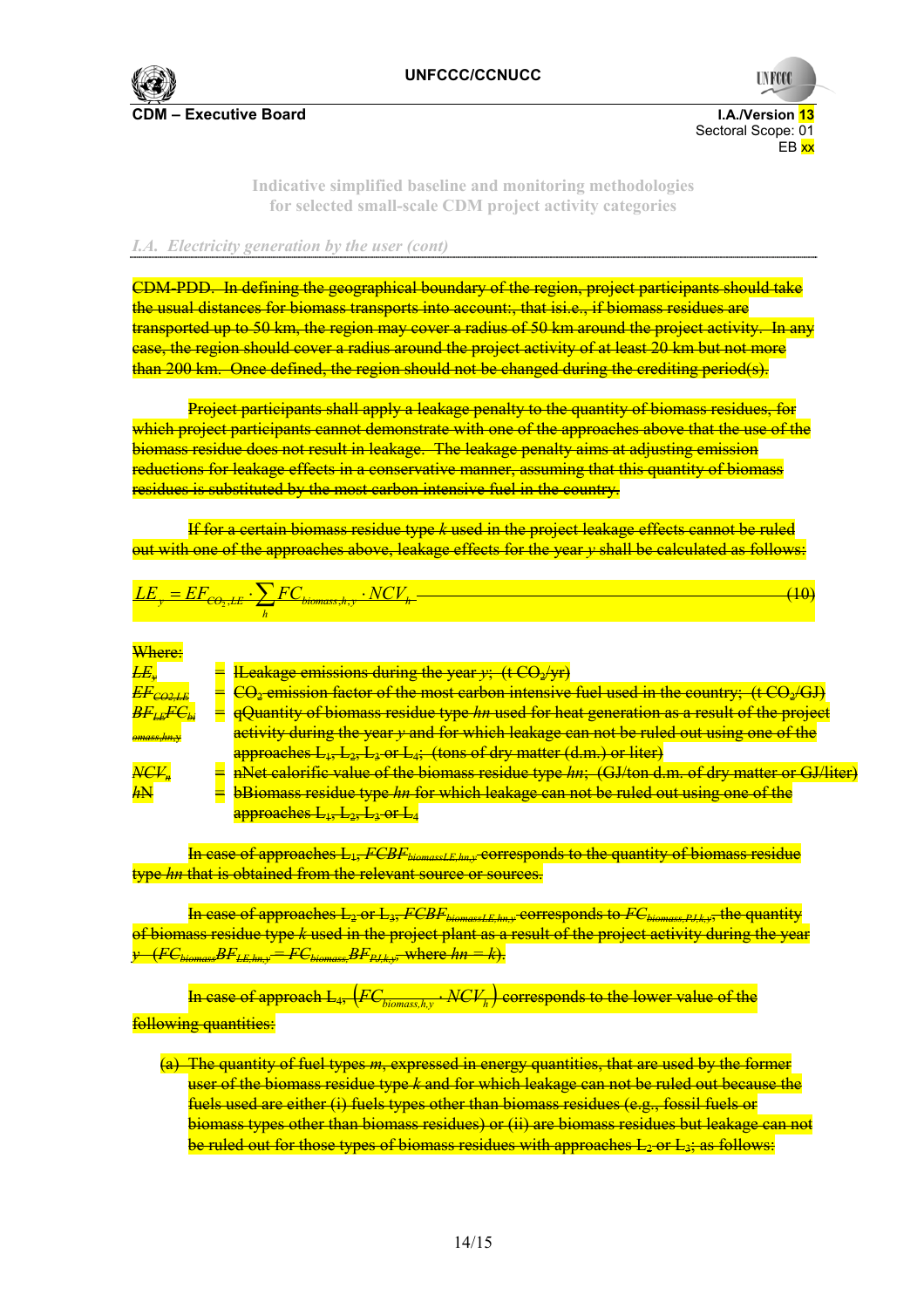Indicative simplified baseline and monitoring methodologies for selected small-scale CDM project activity categories

*I.A. Electricity generation by the user (cont)*

CDM-PDD. In defining the geographical boundary of the region, project participants should take the usual distances for biomass transports into account:, that isi.e., if biomass residues are transported up to 50 km, the region may cover a radius of 50 km around the project activity. In any case, the region should cover a radius around the project activity of at least 20 km but not more than 200 km. Once defined, the region should not be changed during the crediting period(s).

Project participants shall apply a leakage penalty to the quantity of biomass residues, for which project participants cannot demonstrate with one of the approaches above that the use of the biomass residue does not result in leakage. The leakage penalty aims at adjusting emission reductions for leakage effects in a conservative manner, assuming that this quantity of biomass residues is substituted by the most carbon intensive fuel in the country.

If for a certain biomass residue type *k* used in the project leakage effects cannot be ruled out with one of the approaches above, leakage effects for the year *y* shall be calculated as follows:

$$LE_y = EF_{CO_2,LE} \cdot \sum_h FC_{biomass,h,y} \cdot NCV_h \quad (10)$$

Where:

| | | |
|---|---|---|
| $LE_y$ | = | lLeakage emissions during the year $y$; (t $CO_2$/yr) |
| $EF_{CO2,LE}$ | = | $CO_2$ emission factor of the most carbon intensive fuel used in the country; (t $CO_2$/GJ) |
| $BF_{LE}FC_{biomass,hn,y}$ | = | qQuantity of biomass residue type *hn* used for heat generation as a result of the project activity during the year *y* and for which leakage can not be ruled out using one of the approaches $L_1$, $L_2$, $L_3$ or $L_4$; (tons of dry matter (d.m.) or liter) |
| $NCV_n$ | = | nNet calorific value of the biomass residue type *hn*; (GJ/ton d.m. of dry matter or GJ/liter) |
| *h*N | = | bBiomass residue type *hn* for which leakage can not be ruled out using one of the approaches $L_1$, $L_2$, $L_3$ or $L_4$ |

In case of approaches $L_1$, $FCBF_{biomassLE,hn,y}$ corresponds to the quantity of biomass residue type *hn* that is obtained from the relevant source or sources.

In case of approaches $L_2$ or $L_3$, $FCBF_{biomassLE,hn,y}$ corresponds to $FC_{biomass,PJ,k,y}$, the quantity of biomass residue type *k* used in the project plant as a result of the project activity during the year *y* ($FC_{biomass}BF_{LE,hn,y} = FC_{biomass,}BF_{PJ,k,y}$, where *hn* = *k*).

In case of approach $L_4$, $\left(FC_{biomass,h,y} \cdot NCV_h\right)$ corresponds to the lower value of the following quantities:

(a) The quantity of fuel types *m*, expressed in energy quantities, that are used by the former user of the biomass residue type *k* and for which leakage can not be ruled out because the fuels used are either (i) fuels types other than biomass residues (e.g., fossil fuels or biomass types other than biomass residues) or (ii) are biomass residues but leakage can not be ruled out for those types of biomass residues with approaches $L_2$ or $L_3$; as follows: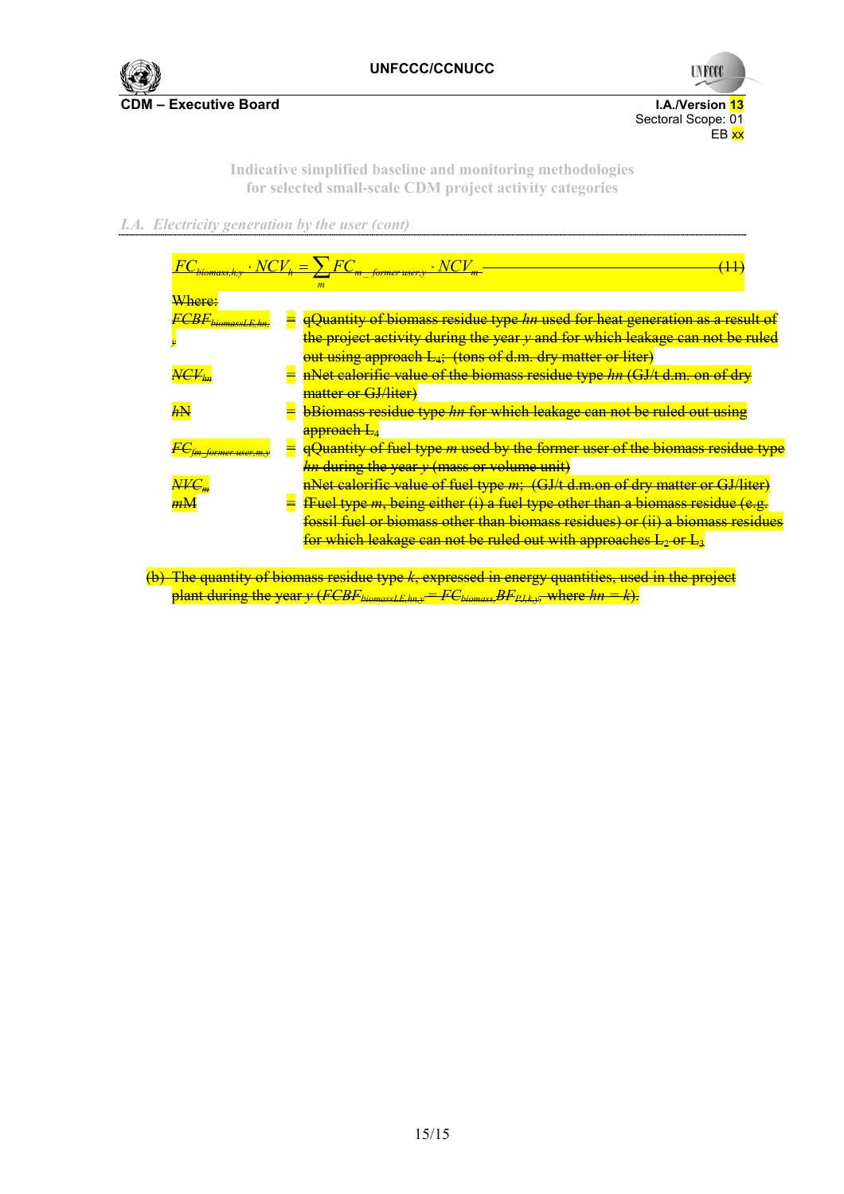Indicative simplified baseline and monitoring methodologies for selected small-scale CDM project activity categories

*I.A. Electricity generation by the user (cont)*

$$FC_{biomass,h,y} \cdot NCV_h = \sum_m FC_{m\_former\,user,y} \cdot NCV_m \qquad (11)$$

Where:

| | | |
|---|---|---|
| $FCBF_{biomassLE,hn,y}$ | = | qQuantity of biomass residue type *hn* used for heat generation as a result of the project activity during the year *y* and for which leakage can not be ruled out using approach $L_4$; (tons of d.m. dry matter or liter) |
| $NCV_{hn}$ | = | nNet calorific value of the biomass residue type *hn* (GJ/t d.m. on of dry matter or GJ/liter) |
| *h*N | = | bBiomass residue type *hn* for which leakage can not be ruled out using approach $L_4$ |
| $FC_{fm\_former\,user,m,y}$ | = | qQuantity of fuel type *m* used by the former user of the biomass residue type *hn* during the year *y* (mass or volume unit) |
| $NVC_m$ | | nNet calorific value of fuel type *m*; (GJ/t d.m.on of dry matter or GJ/liter) |
| *m*M | = | fFuel type *m*, being either (i) a fuel type other than a biomass residue (e.g. fossil fuel or biomass other than biomass residues) or (ii) a biomass residues for which leakage can not be ruled out with approaches $L_2$ or $L_3$ |

(b) The quantity of biomass residue type *k*, expressed in energy quantities, used in the project plant during the year *y* ($FCBF_{biomassLE,hn,y} = FC_{biomass,}BF_{PJ,k,y}$, where $hn = k$).